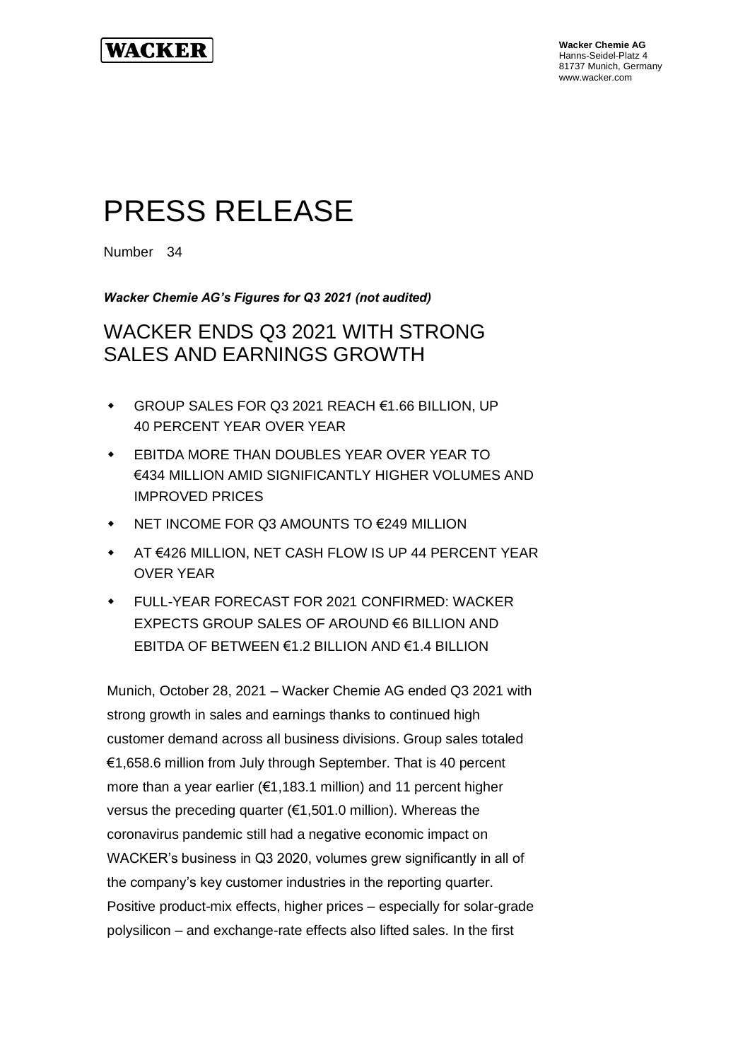**WACKER**

**Wacker Chemie AG**
Hanns-Seidel-Platz 4
81737 Munich, Germany
www.wacker.com

# PRESS RELEASE

Number 34

***Wacker Chemie AG's Figures for Q3 2021 (not audited)***

## WACKER ENDS Q3 2021 WITH STRONG SALES AND EARNINGS GROWTH

- GROUP SALES FOR Q3 2021 REACH €1.66 BILLION, UP 40 PERCENT YEAR OVER YEAR
- EBITDA MORE THAN DOUBLES YEAR OVER YEAR TO €434 MILLION AMID SIGNIFICANTLY HIGHER VOLUMES AND IMPROVED PRICES
- NET INCOME FOR Q3 AMOUNTS TO €249 MILLION
- AT €426 MILLION, NET CASH FLOW IS UP 44 PERCENT YEAR OVER YEAR
- FULL-YEAR FORECAST FOR 2021 CONFIRMED: WACKER EXPECTS GROUP SALES OF AROUND €6 BILLION AND EBITDA OF BETWEEN €1.2 BILLION AND €1.4 BILLION

Munich, October 28, 2021 – Wacker Chemie AG ended Q3 2021 with strong growth in sales and earnings thanks to continued high customer demand across all business divisions. Group sales totaled €1,658.6 million from July through September. That is 40 percent more than a year earlier (€1,183.1 million) and 11 percent higher versus the preceding quarter (€1,501.0 million). Whereas the coronavirus pandemic still had a negative economic impact on WACKER's business in Q3 2020, volumes grew significantly in all of the company's key customer industries in the reporting quarter. Positive product-mix effects, higher prices – especially for solar-grade polysilicon – and exchange-rate effects also lifted sales. In the first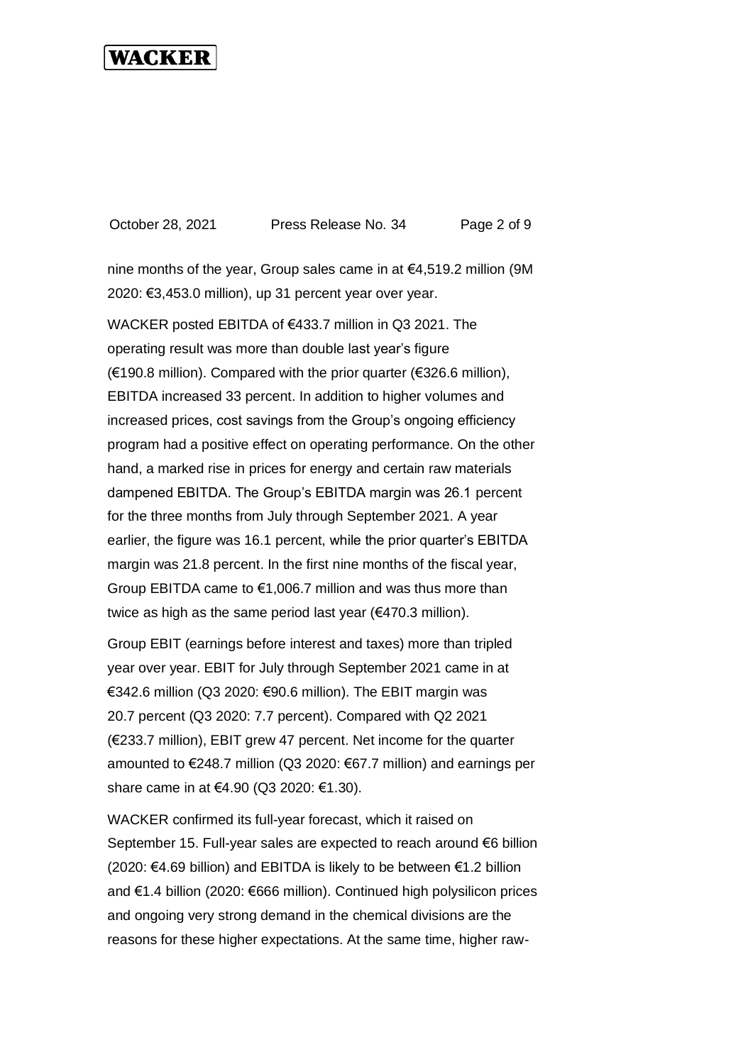nine months of the year, Group sales came in at €4,519.2 million (9M 2020: €3,453.0 million), up 31 percent year over year.

WACKER posted EBITDA of €433.7 million in Q3 2021. The operating result was more than double last year's figure (€190.8 million). Compared with the prior quarter (€326.6 million), EBITDA increased 33 percent. In addition to higher volumes and increased prices, cost savings from the Group's ongoing efficiency program had a positive effect on operating performance. On the other hand, a marked rise in prices for energy and certain raw materials dampened EBITDA. The Group's EBITDA margin was 26.1 percent for the three months from July through September 2021. A year earlier, the figure was 16.1 percent, while the prior quarter's EBITDA margin was 21.8 percent. In the first nine months of the fiscal year, Group EBITDA came to €1,006.7 million and was thus more than twice as high as the same period last year (€470.3 million).

Group EBIT (earnings before interest and taxes) more than tripled year over year. EBIT for July through September 2021 came in at €342.6 million (Q3 2020: €90.6 million). The EBIT margin was 20.7 percent (Q3 2020: 7.7 percent). Compared with Q2 2021 (€233.7 million), EBIT grew 47 percent. Net income for the quarter amounted to €248.7 million (Q3 2020: €67.7 million) and earnings per share came in at €4.90 (Q3 2020: €1.30).

WACKER confirmed its full-year forecast, which it raised on September 15. Full-year sales are expected to reach around €6 billion (2020: €4.69 billion) and EBITDA is likely to be between €1.2 billion and €1.4 billion (2020: €666 million). Continued high polysilicon prices and ongoing very strong demand in the chemical divisions are the reasons for these higher expectations. At the same time, higher raw-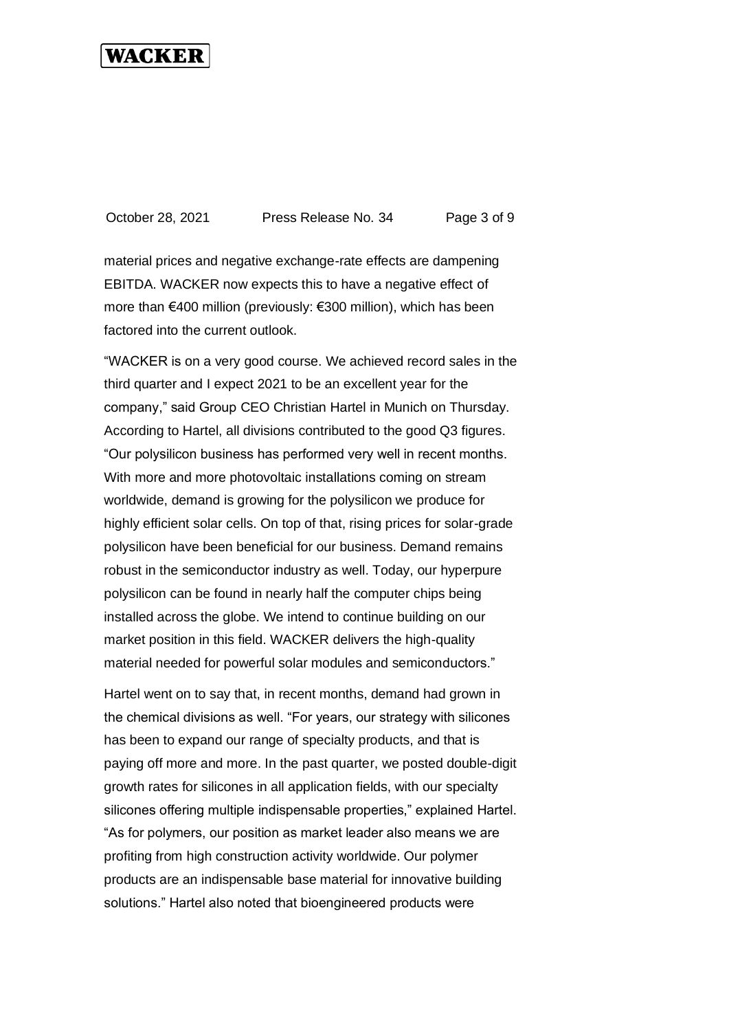material prices and negative exchange-rate effects are dampening EBITDA. WACKER now expects this to have a negative effect of more than €400 million (previously: €300 million), which has been factored into the current outlook.

"WACKER is on a very good course. We achieved record sales in the third quarter and I expect 2021 to be an excellent year for the company," said Group CEO Christian Hartel in Munich on Thursday. According to Hartel, all divisions contributed to the good Q3 figures. "Our polysilicon business has performed very well in recent months. With more and more photovoltaic installations coming on stream worldwide, demand is growing for the polysilicon we produce for highly efficient solar cells. On top of that, rising prices for solar-grade polysilicon have been beneficial for our business. Demand remains robust in the semiconductor industry as well. Today, our hyperpure polysilicon can be found in nearly half the computer chips being installed across the globe. We intend to continue building on our market position in this field. WACKER delivers the high-quality material needed for powerful solar modules and semiconductors."

Hartel went on to say that, in recent months, demand had grown in the chemical divisions as well. "For years, our strategy with silicones has been to expand our range of specialty products, and that is paying off more and more. In the past quarter, we posted double-digit growth rates for silicones in all application fields, with our specialty silicones offering multiple indispensable properties," explained Hartel. "As for polymers, our position as market leader also means we are profiting from high construction activity worldwide. Our polymer products are an indispensable base material for innovative building solutions." Hartel also noted that bioengineered products were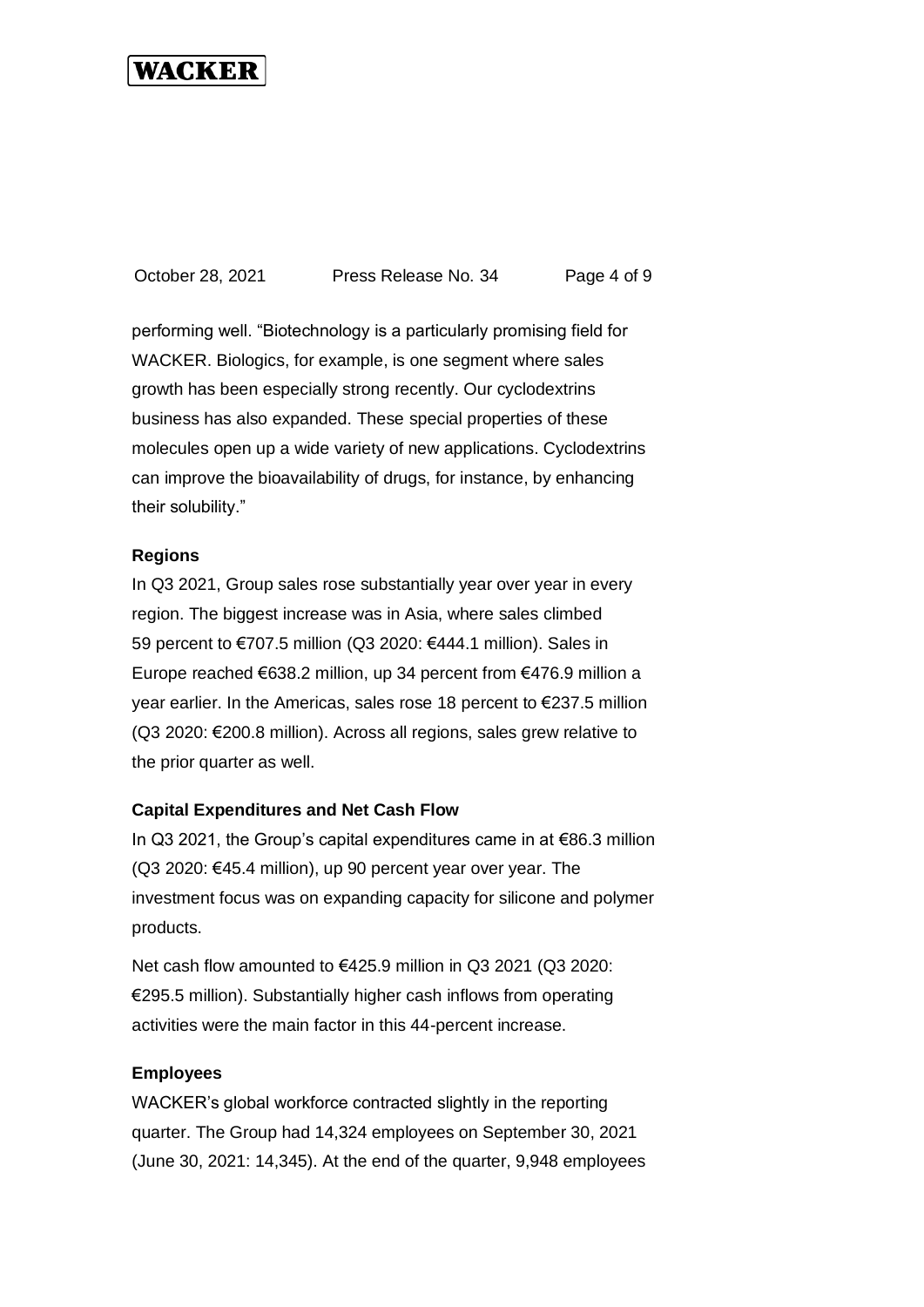performing well. "Biotechnology is a particularly promising field for WACKER. Biologics, for example, is one segment where sales growth has been especially strong recently. Our cyclodextrins business has also expanded. These special properties of these molecules open up a wide variety of new applications. Cyclodextrins can improve the bioavailability of drugs, for instance, by enhancing their solubility."

**Regions**

In Q3 2021, Group sales rose substantially year over year in every region. The biggest increase was in Asia, where sales climbed 59 percent to €707.5 million (Q3 2020: €444.1 million). Sales in Europe reached €638.2 million, up 34 percent from €476.9 million a year earlier. In the Americas, sales rose 18 percent to €237.5 million (Q3 2020: €200.8 million). Across all regions, sales grew relative to the prior quarter as well.

**Capital Expenditures and Net Cash Flow**

In Q3 2021, the Group's capital expenditures came in at €86.3 million (Q3 2020: €45.4 million), up 90 percent year over year. The investment focus was on expanding capacity for silicone and polymer products.

Net cash flow amounted to €425.9 million in Q3 2021 (Q3 2020: €295.5 million). Substantially higher cash inflows from operating activities were the main factor in this 44-percent increase.

**Employees**

WACKER's global workforce contracted slightly in the reporting quarter. The Group had 14,324 employees on September 30, 2021 (June 30, 2021: 14,345). At the end of the quarter, 9,948 employees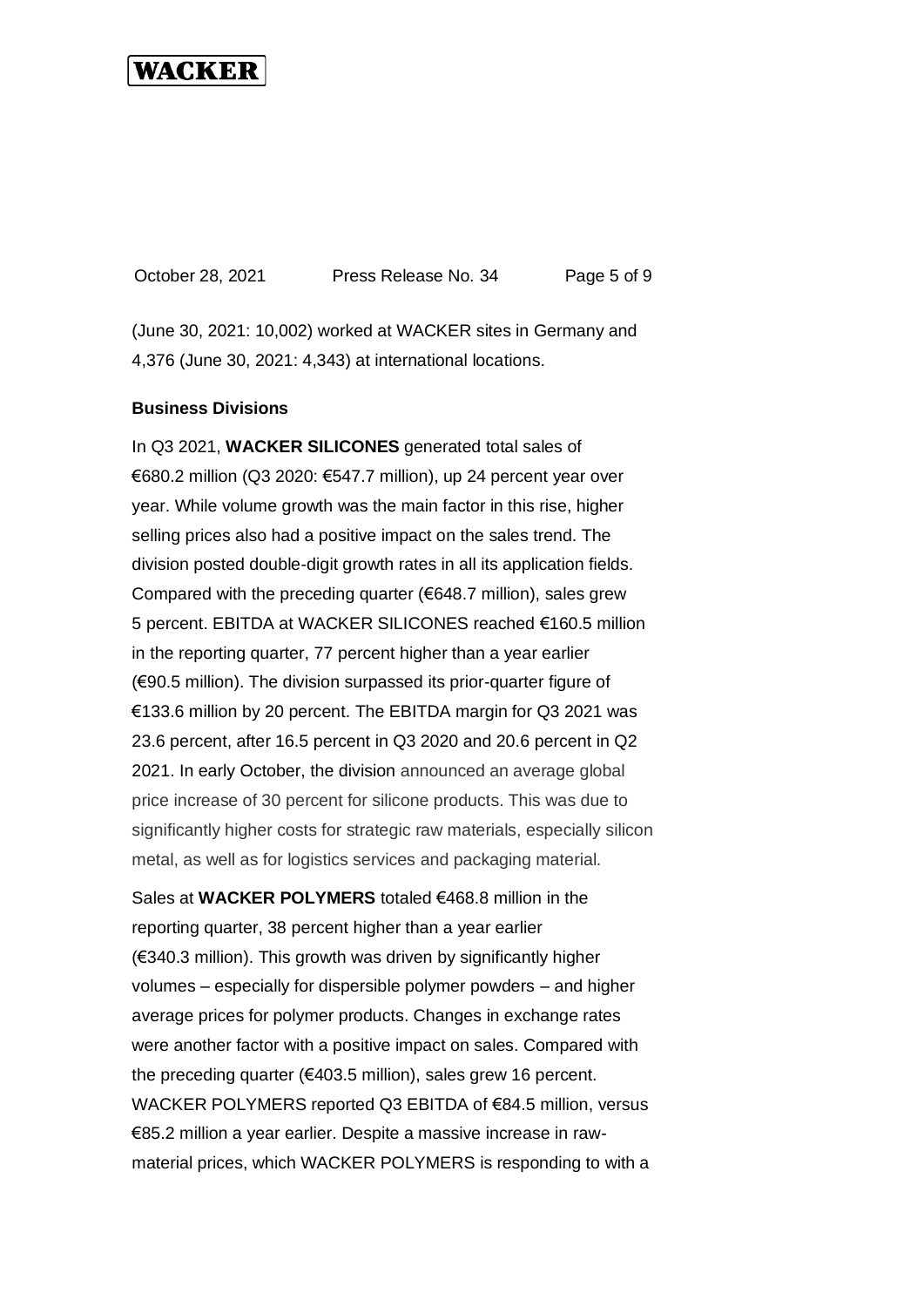(June 30, 2021: 10,002) worked at WACKER sites in Germany and 4,376 (June 30, 2021: 4,343) at international locations.

**Business Divisions**

In Q3 2021, **WACKER SILICONES** generated total sales of €680.2 million (Q3 2020: €547.7 million), up 24 percent year over year. While volume growth was the main factor in this rise, higher selling prices also had a positive impact on the sales trend. The division posted double-digit growth rates in all its application fields. Compared with the preceding quarter (€648.7 million), sales grew 5 percent. EBITDA at WACKER SILICONES reached €160.5 million in the reporting quarter, 77 percent higher than a year earlier (€90.5 million). The division surpassed its prior-quarter figure of €133.6 million by 20 percent. The EBITDA margin for Q3 2021 was 23.6 percent, after 16.5 percent in Q3 2020 and 20.6 percent in Q2 2021. In early October, the division announced an average global price increase of 30 percent for silicone products. This was due to significantly higher costs for strategic raw materials, especially silicon metal, as well as for logistics services and packaging material.

Sales at **WACKER POLYMERS** totaled €468.8 million in the reporting quarter, 38 percent higher than a year earlier (€340.3 million). This growth was driven by significantly higher volumes – especially for dispersible polymer powders – and higher average prices for polymer products. Changes in exchange rates were another factor with a positive impact on sales. Compared with the preceding quarter (€403.5 million), sales grew 16 percent. WACKER POLYMERS reported Q3 EBITDA of €84.5 million, versus €85.2 million a year earlier. Despite a massive increase in raw-material prices, which WACKER POLYMERS is responding to with a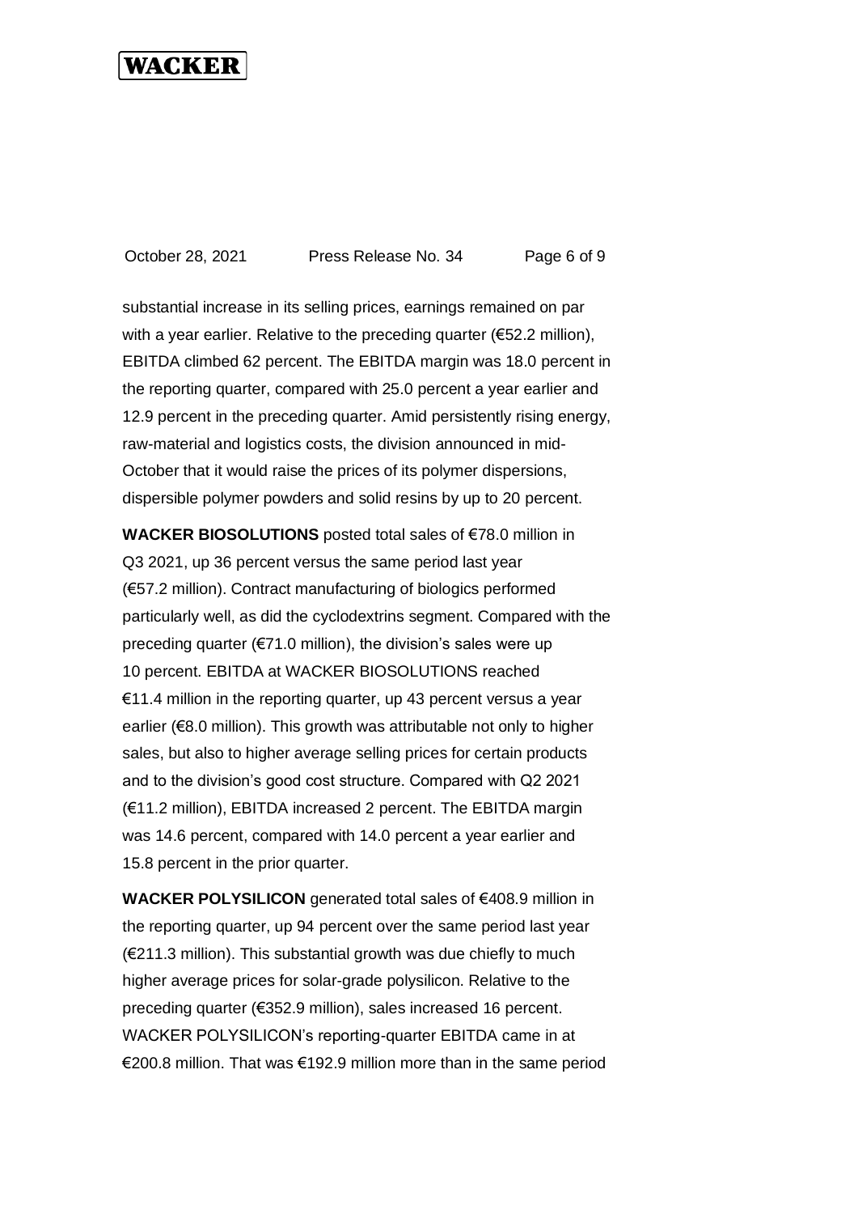substantial increase in its selling prices, earnings remained on par with a year earlier. Relative to the preceding quarter (€52.2 million), EBITDA climbed 62 percent. The EBITDA margin was 18.0 percent in the reporting quarter, compared with 25.0 percent a year earlier and 12.9 percent in the preceding quarter. Amid persistently rising energy, raw-material and logistics costs, the division announced in mid-October that it would raise the prices of its polymer dispersions, dispersible polymer powders and solid resins by up to 20 percent.

**WACKER BIOSOLUTIONS** posted total sales of €78.0 million in Q3 2021, up 36 percent versus the same period last year (€57.2 million). Contract manufacturing of biologics performed particularly well, as did the cyclodextrins segment. Compared with the preceding quarter (€71.0 million), the division's sales were up 10 percent. EBITDA at WACKER BIOSOLUTIONS reached €11.4 million in the reporting quarter, up 43 percent versus a year earlier (€8.0 million). This growth was attributable not only to higher sales, but also to higher average selling prices for certain products and to the division's good cost structure. Compared with Q2 2021 (€11.2 million), EBITDA increased 2 percent. The EBITDA margin was 14.6 percent, compared with 14.0 percent a year earlier and 15.8 percent in the prior quarter.

**WACKER POLYSILICON** generated total sales of €408.9 million in the reporting quarter, up 94 percent over the same period last year (€211.3 million). This substantial growth was due chiefly to much higher average prices for solar-grade polysilicon. Relative to the preceding quarter (€352.9 million), sales increased 16 percent. WACKER POLYSILICON's reporting-quarter EBITDA came in at €200.8 million. That was €192.9 million more than in the same period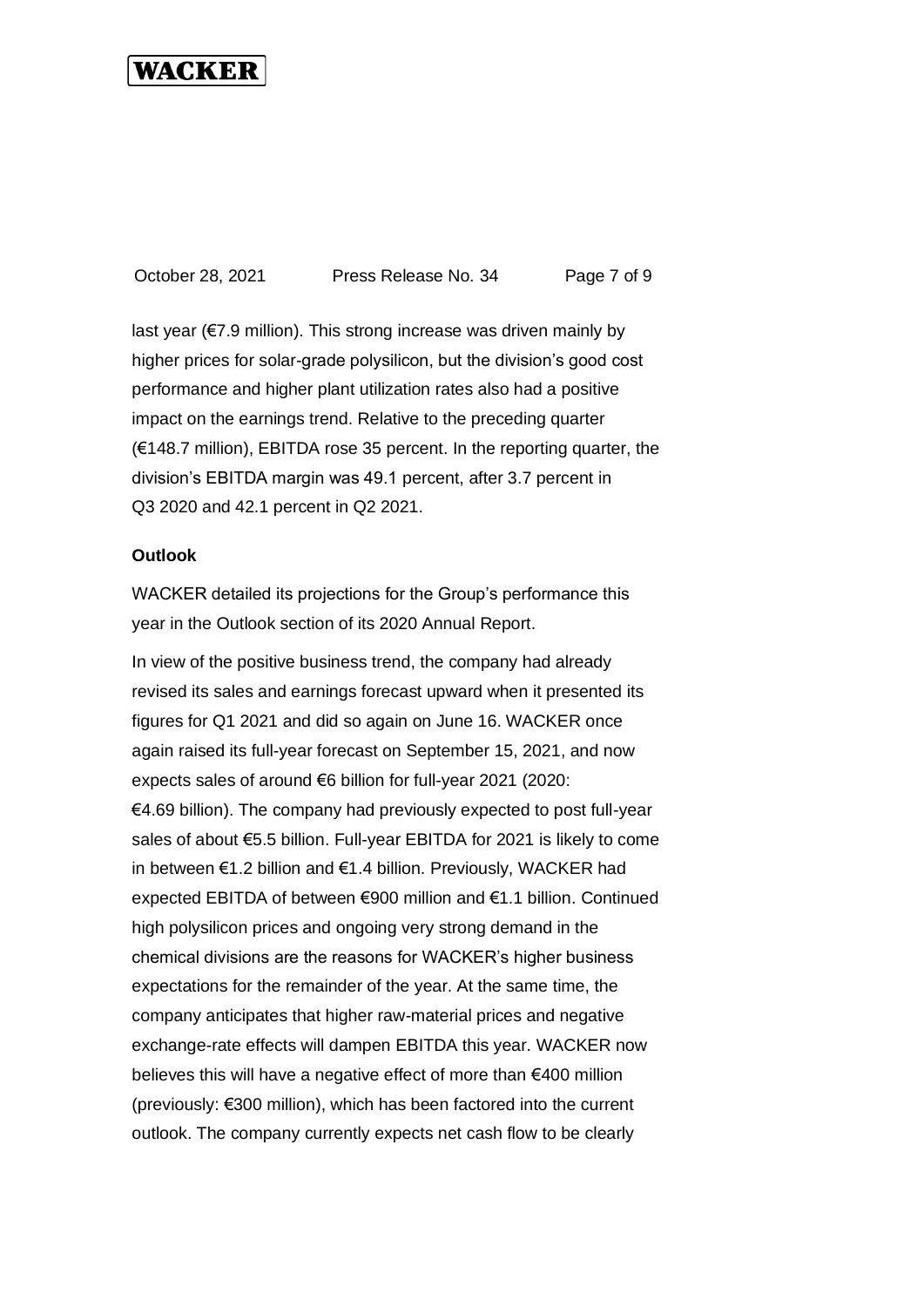last year (€7.9 million). This strong increase was driven mainly by higher prices for solar-grade polysilicon, but the division's good cost performance and higher plant utilization rates also had a positive impact on the earnings trend. Relative to the preceding quarter (€148.7 million), EBITDA rose 35 percent. In the reporting quarter, the division's EBITDA margin was 49.1 percent, after 3.7 percent in Q3 2020 and 42.1 percent in Q2 2021.

**Outlook**

WACKER detailed its projections for the Group's performance this year in the Outlook section of its 2020 Annual Report.

In view of the positive business trend, the company had already revised its sales and earnings forecast upward when it presented its figures for Q1 2021 and did so again on June 16. WACKER once again raised its full-year forecast on September 15, 2021, and now expects sales of around €6 billion for full-year 2021 (2020: €4.69 billion). The company had previously expected to post full-year sales of about €5.5 billion. Full-year EBITDA for 2021 is likely to come in between €1.2 billion and €1.4 billion. Previously, WACKER had expected EBITDA of between €900 million and €1.1 billion. Continued high polysilicon prices and ongoing very strong demand in the chemical divisions are the reasons for WACKER's higher business expectations for the remainder of the year. At the same time, the company anticipates that higher raw-material prices and negative exchange-rate effects will dampen EBITDA this year. WACKER now believes this will have a negative effect of more than €400 million (previously: €300 million), which has been factored into the current outlook. The company currently expects net cash flow to be clearly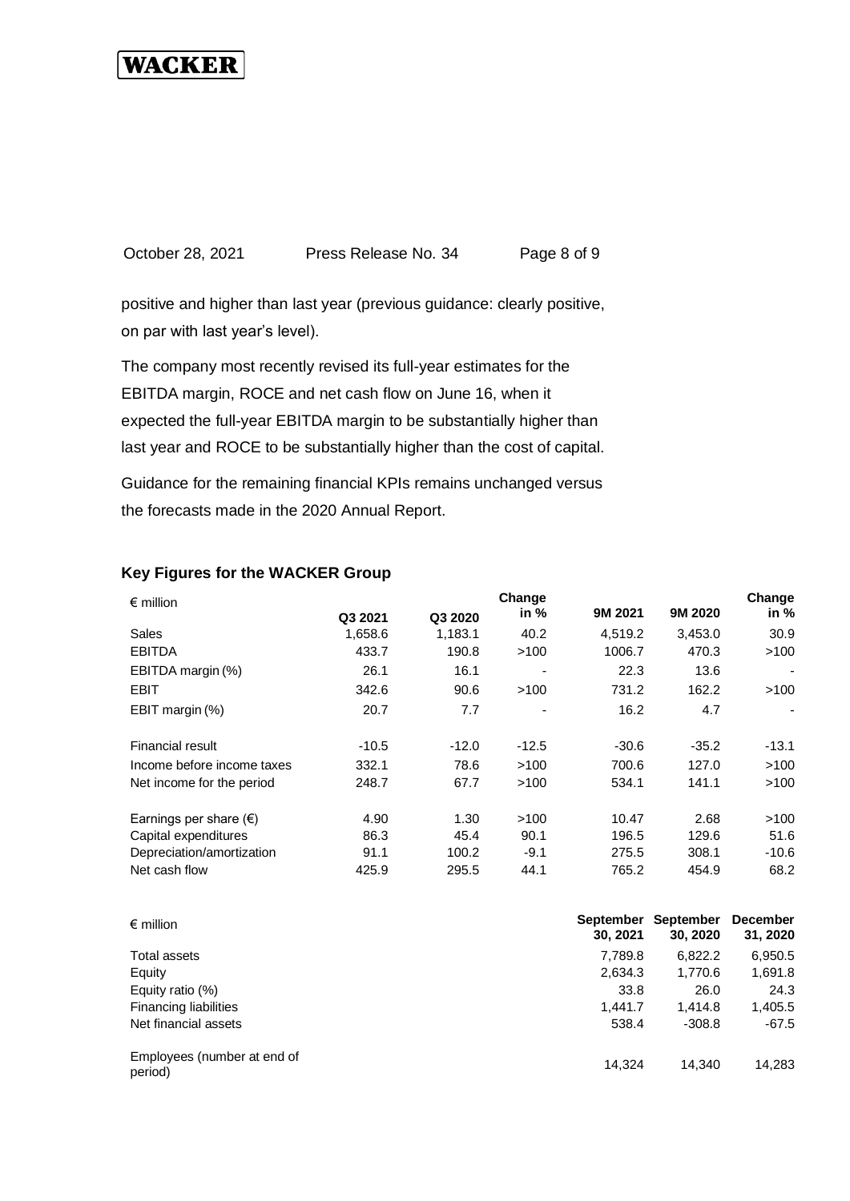positive and higher than last year (previous guidance: clearly positive, on par with last year's level).

The company most recently revised its full-year estimates for the EBITDA margin, ROCE and net cash flow on June 16, when it expected the full-year EBITDA margin to be substantially higher than last year and ROCE to be substantially higher than the cost of capital.

Guidance for the remaining financial KPIs remains unchanged versus the forecasts made in the 2020 Annual Report.

## Key Figures for the WACKER Group

| € million | Q3 2021 | Q3 2020 | Change in % | 9M 2021 | 9M 2020 | Change in % |
|---|---|---|---|---|---|---|
| Sales | 1,658.6 | 1,183.1 | 40.2 | 4,519.2 | 3,453.0 | 30.9 |
| EBITDA | 433.7 | 190.8 | >100 | 1006.7 | 470.3 | >100 |
| EBITDA margin (%) | 26.1 | 16.1 | - | 22.3 | 13.6 | - |
| EBIT | 342.6 | 90.6 | >100 | 731.2 | 162.2 | >100 |
| EBIT margin (%) | 20.7 | 7.7 | - | 16.2 | 4.7 | - |
| Financial result | -10.5 | -12.0 | -12.5 | -30.6 | -35.2 | -13.1 |
| Income before income taxes | 332.1 | 78.6 | >100 | 700.6 | 127.0 | >100 |
| Net income for the period | 248.7 | 67.7 | >100 | 534.1 | 141.1 | >100 |
| Earnings per share (€) | 4.90 | 1.30 | >100 | 10.47 | 2.68 | >100 |
| Capital expenditures | 86.3 | 45.4 | 90.1 | 196.5 | 129.6 | 51.6 |
| Depreciation/amortization | 91.1 | 100.2 | -9.1 | 275.5 | 308.1 | -10.6 |
| Net cash flow | 425.9 | 295.5 | 44.1 | 765.2 | 454.9 | 68.2 |

| € million | September 30, 2021 | September 30, 2020 | December 31, 2020 |
|---|---|---|---|
| Total assets | 7,789.8 | 6,822.2 | 6,950.5 |
| Equity | 2,634.3 | 1,770.6 | 1,691.8 |
| Equity ratio (%) | 33.8 | 26.0 | 24.3 |
| Financing liabilities | 1,441.7 | 1,414.8 | 1,405.5 |
| Net financial assets | 538.4 | -308.8 | -67.5 |
| Employees (number at end of period) | 14,324 | 14,340 | 14,283 |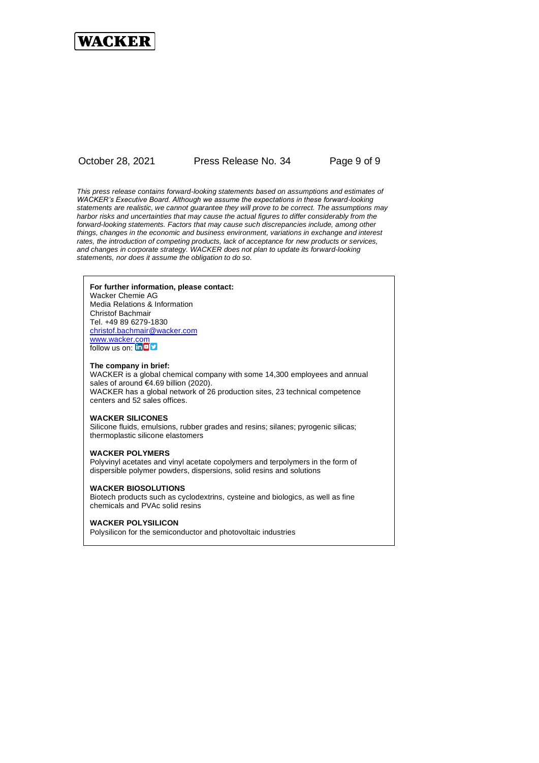*This press release contains forward-looking statements based on assumptions and estimates of WACKER's Executive Board. Although we assume the expectations in these forward-looking statements are realistic, we cannot guarantee they will prove to be correct. The assumptions may harbor risks and uncertainties that may cause the actual figures to differ considerably from the forward-looking statements. Factors that may cause such discrepancies include, among other things, changes in the economic and business environment, variations in exchange and interest rates, the introduction of competing products, lack of acceptance for new products or services, and changes in corporate strategy. WACKER does not plan to update its forward-looking statements, nor does it assume the obligation to do so.*

**For further information, please contact:**
Wacker Chemie AG
Media Relations & Information
Christof Bachmair
Tel. +49 89 6279-1830
christof.bachmair@wacker.com
www.wacker.com
follow us on:

**The company in brief:**
WACKER is a global chemical company with some 14,300 employees and annual sales of around €4.69 billion (2020).
WACKER has a global network of 26 production sites, 23 technical competence centers and 52 sales offices.

**WACKER SILICONES**
Silicone fluids, emulsions, rubber grades and resins; silanes; pyrogenic silicas; thermoplastic silicone elastomers

**WACKER POLYMERS**
Polyvinyl acetates and vinyl acetate copolymers and terpolymers in the form of dispersible polymer powders, dispersions, solid resins and solutions

**WACKER BIOSOLUTIONS**
Biotech products such as cyclodextrins, cysteine and biologics, as well as fine chemicals and PVAc solid resins

**WACKER POLYSILICON**
Polysilicon for the semiconductor and photovoltaic industries